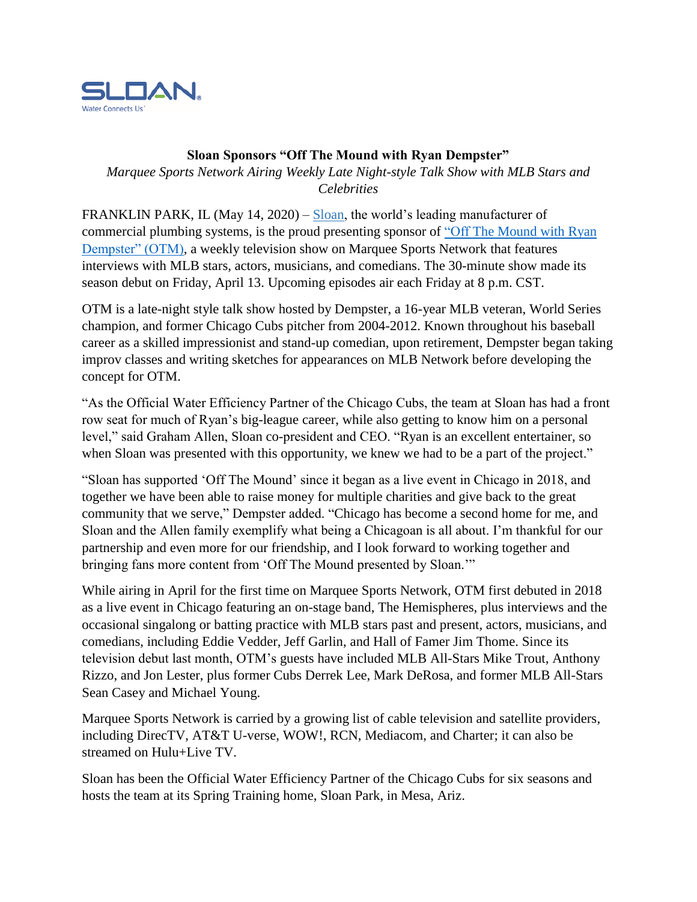SLOAN
Water Connects Us

**Sloan Sponsors "Off The Mound with Ryan Dempster"**

*Marquee Sports Network Airing Weekly Late Night-style Talk Show with MLB Stars and Celebrities*

FRANKLIN PARK, IL (May 14, 2020) – Sloan, the world's leading manufacturer of commercial plumbing systems, is the proud presenting sponsor of "Off The Mound with Ryan Dempster" (OTM), a weekly television show on Marquee Sports Network that features interviews with MLB stars, actors, musicians, and comedians. The 30-minute show made its season debut on Friday, April 13. Upcoming episodes air each Friday at 8 p.m. CST.

OTM is a late-night style talk show hosted by Dempster, a 16-year MLB veteran, World Series champion, and former Chicago Cubs pitcher from 2004-2012. Known throughout his baseball career as a skilled impressionist and stand-up comedian, upon retirement, Dempster began taking improv classes and writing sketches for appearances on MLB Network before developing the concept for OTM.

"As the Official Water Efficiency Partner of the Chicago Cubs, the team at Sloan has had a front row seat for much of Ryan's big-league career, while also getting to know him on a personal level," said Graham Allen, Sloan co-president and CEO. "Ryan is an excellent entertainer, so when Sloan was presented with this opportunity, we knew we had to be a part of the project."

"Sloan has supported 'Off The Mound' since it began as a live event in Chicago in 2018, and together we have been able to raise money for multiple charities and give back to the great community that we serve," Dempster added. "Chicago has become a second home for me, and Sloan and the Allen family exemplify what being a Chicagoan is all about. I'm thankful for our partnership and even more for our friendship, and I look forward to working together and bringing fans more content from 'Off The Mound presented by Sloan.'"

While airing in April for the first time on Marquee Sports Network, OTM first debuted in 2018 as a live event in Chicago featuring an on-stage band, The Hemispheres, plus interviews and the occasional singalong or batting practice with MLB stars past and present, actors, musicians, and comedians, including Eddie Vedder, Jeff Garlin, and Hall of Famer Jim Thome. Since its television debut last month, OTM's guests have included MLB All-Stars Mike Trout, Anthony Rizzo, and Jon Lester, plus former Cubs Derrek Lee, Mark DeRosa, and former MLB All-Stars Sean Casey and Michael Young.

Marquee Sports Network is carried by a growing list of cable television and satellite providers, including DirecTV, AT&T U-verse, WOW!, RCN, Mediacom, and Charter; it can also be streamed on Hulu+Live TV.

Sloan has been the Official Water Efficiency Partner of the Chicago Cubs for six seasons and hosts the team at its Spring Training home, Sloan Park, in Mesa, Ariz.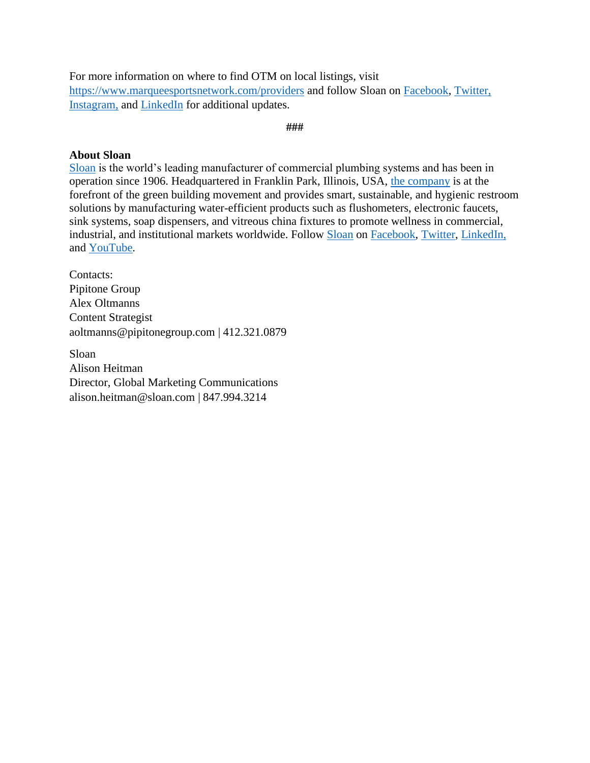For more information on where to find OTM on local listings, visit https://www.marqueesportsnetwork.com/providers and follow Sloan on Facebook, Twitter, Instagram, and LinkedIn for additional updates.

###

**About Sloan**
Sloan is the world's leading manufacturer of commercial plumbing systems and has been in operation since 1906. Headquartered in Franklin Park, Illinois, USA, the company is at the forefront of the green building movement and provides smart, sustainable, and hygienic restroom solutions by manufacturing water-efficient products such as flushometers, electronic faucets, sink systems, soap dispensers, and vitreous china fixtures to promote wellness in commercial, industrial, and institutional markets worldwide. Follow Sloan on Facebook, Twitter, LinkedIn, and YouTube.

Contacts:
Pipitone Group
Alex Oltmanns
Content Strategist
aoltmanns@pipitonegroup.com | 412.321.0879

Sloan
Alison Heitman
Director, Global Marketing Communications
alison.heitman@sloan.com | 847.994.3214